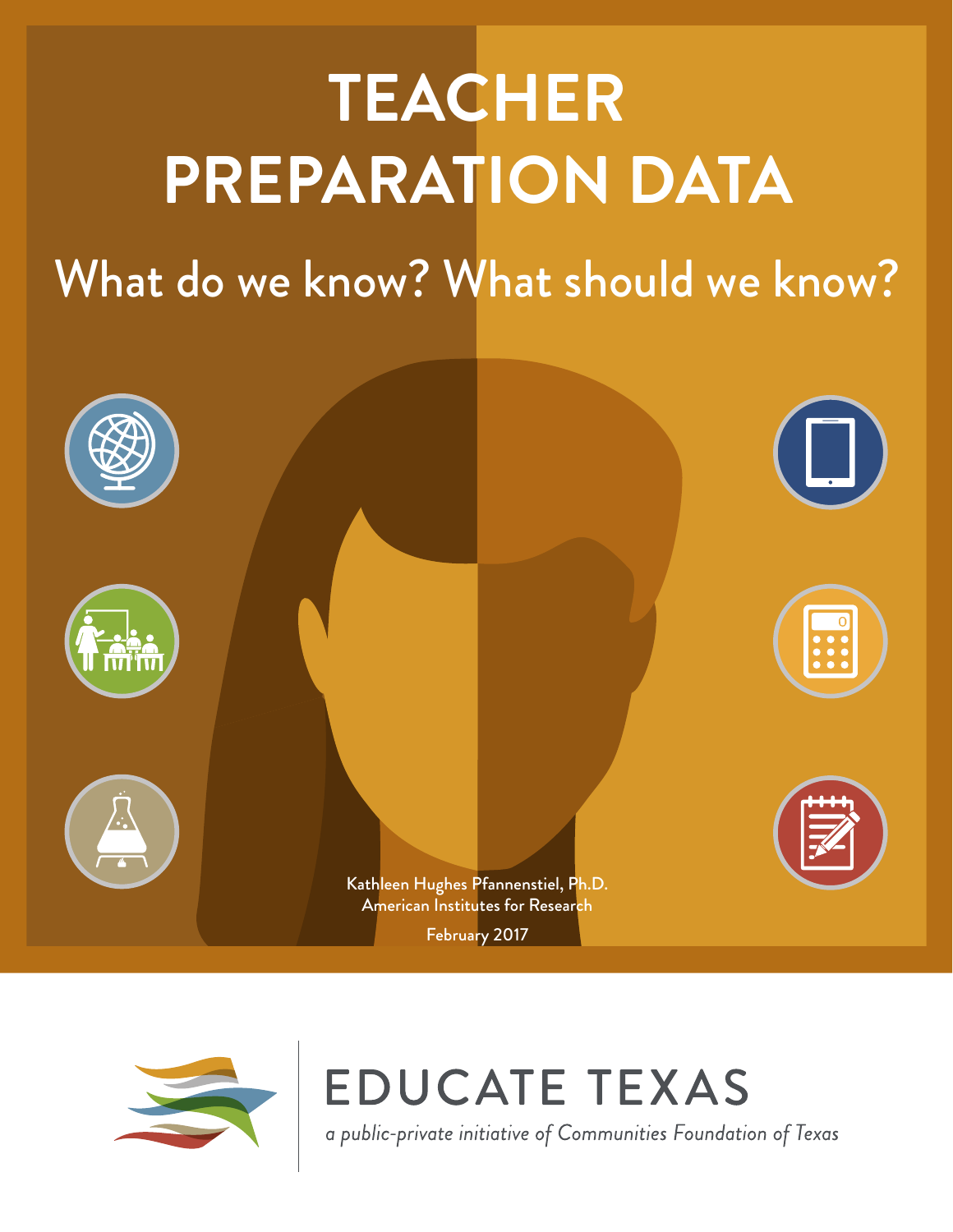# TEACHER PREPARATION DATA

## What do we know? What should we know?

Kathleen Hughes Pfannenstiel, Ph.D.
American Institutes for Research

February 2017

EDUCATE TEXAS

*a public-private initiative of Communities Foundation of Texas*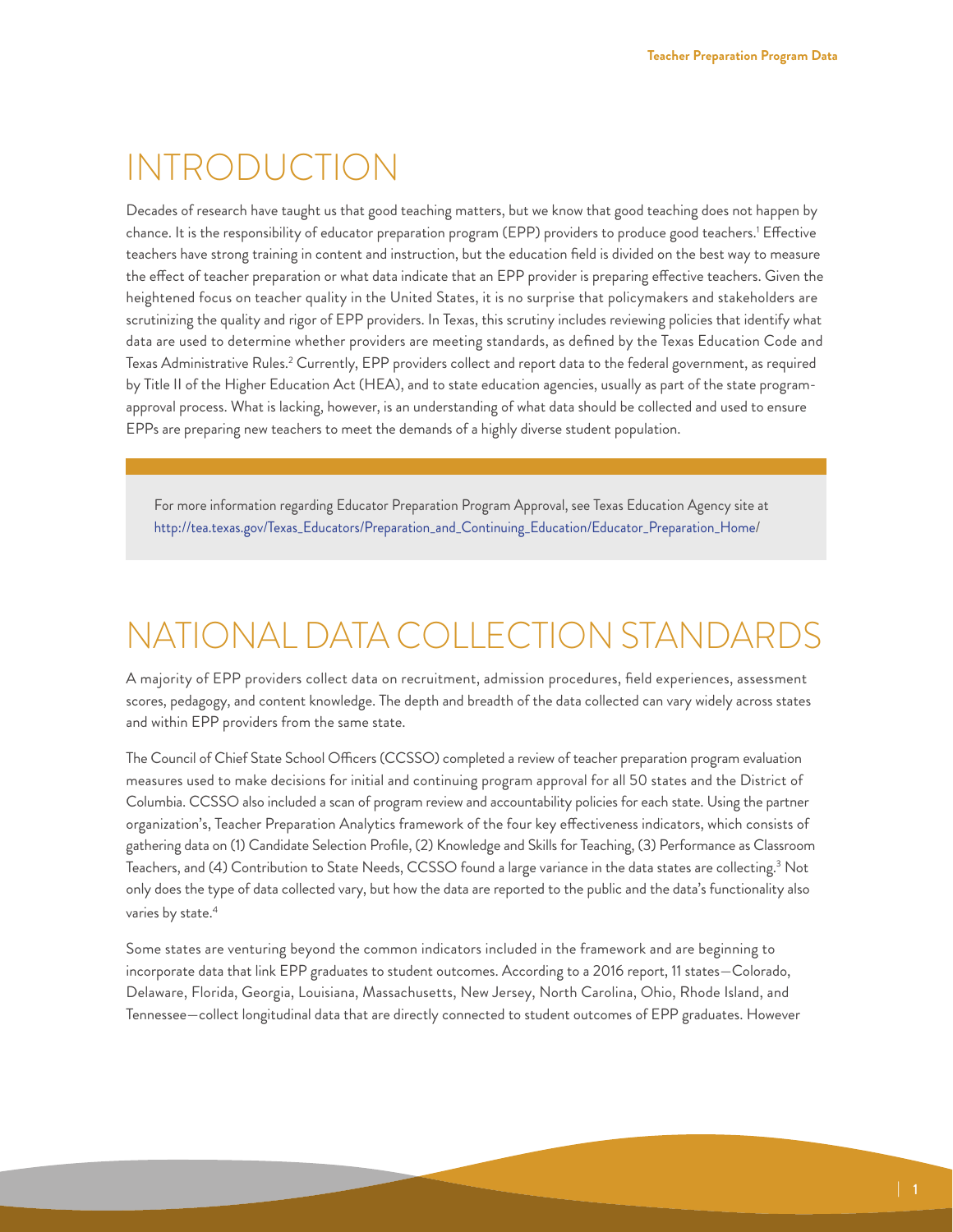# INTRODUCTION

Decades of research have taught us that good teaching matters, but we know that good teaching does not happen by chance. It is the responsibility of educator preparation program (EPP) providers to produce good teachers.[1] Effective teachers have strong training in content and instruction, but the education field is divided on the best way to measure the effect of teacher preparation or what data indicate that an EPP provider is preparing effective teachers. Given the heightened focus on teacher quality in the United States, it is no surprise that policymakers and stakeholders are scrutinizing the quality and rigor of EPP providers. In Texas, this scrutiny includes reviewing policies that identify what data are used to determine whether providers are meeting standards, as defined by the Texas Education Code and Texas Administrative Rules.[2] Currently, EPP providers collect and report data to the federal government, as required by Title II of the Higher Education Act (HEA), and to state education agencies, usually as part of the state program-approval process. What is lacking, however, is an understanding of what data should be collected and used to ensure EPPs are preparing new teachers to meet the demands of a highly diverse student population.

For more information regarding Educator Preparation Program Approval, see Texas Education Agency site at http://tea.texas.gov/Texas_Educators/Preparation_and_Continuing_Education/Educator_Preparation_Home/

# NATIONAL DATA COLLECTION STANDARDS

A majority of EPP providers collect data on recruitment, admission procedures, field experiences, assessment scores, pedagogy, and content knowledge. The depth and breadth of the data collected can vary widely across states and within EPP providers from the same state.

The Council of Chief State School Officers (CCSSO) completed a review of teacher preparation program evaluation measures used to make decisions for initial and continuing program approval for all 50 states and the District of Columbia. CCSSO also included a scan of program review and accountability policies for each state. Using the partner organization's, Teacher Preparation Analytics framework of the four key effectiveness indicators, which consists of gathering data on (1) Candidate Selection Profile, (2) Knowledge and Skills for Teaching, (3) Performance as Classroom Teachers, and (4) Contribution to State Needs, CCSSO found a large variance in the data states are collecting.[3] Not only does the type of data collected vary, but how the data are reported to the public and the data's functionality also varies by state.[4]

Some states are venturing beyond the common indicators included in the framework and are beginning to incorporate data that link EPP graduates to student outcomes. According to a 2016 report, 11 states—Colorado, Delaware, Florida, Georgia, Louisiana, Massachusetts, New Jersey, North Carolina, Ohio, Rhode Island, and Tennessee—collect longitudinal data that are directly connected to student outcomes of EPP graduates. However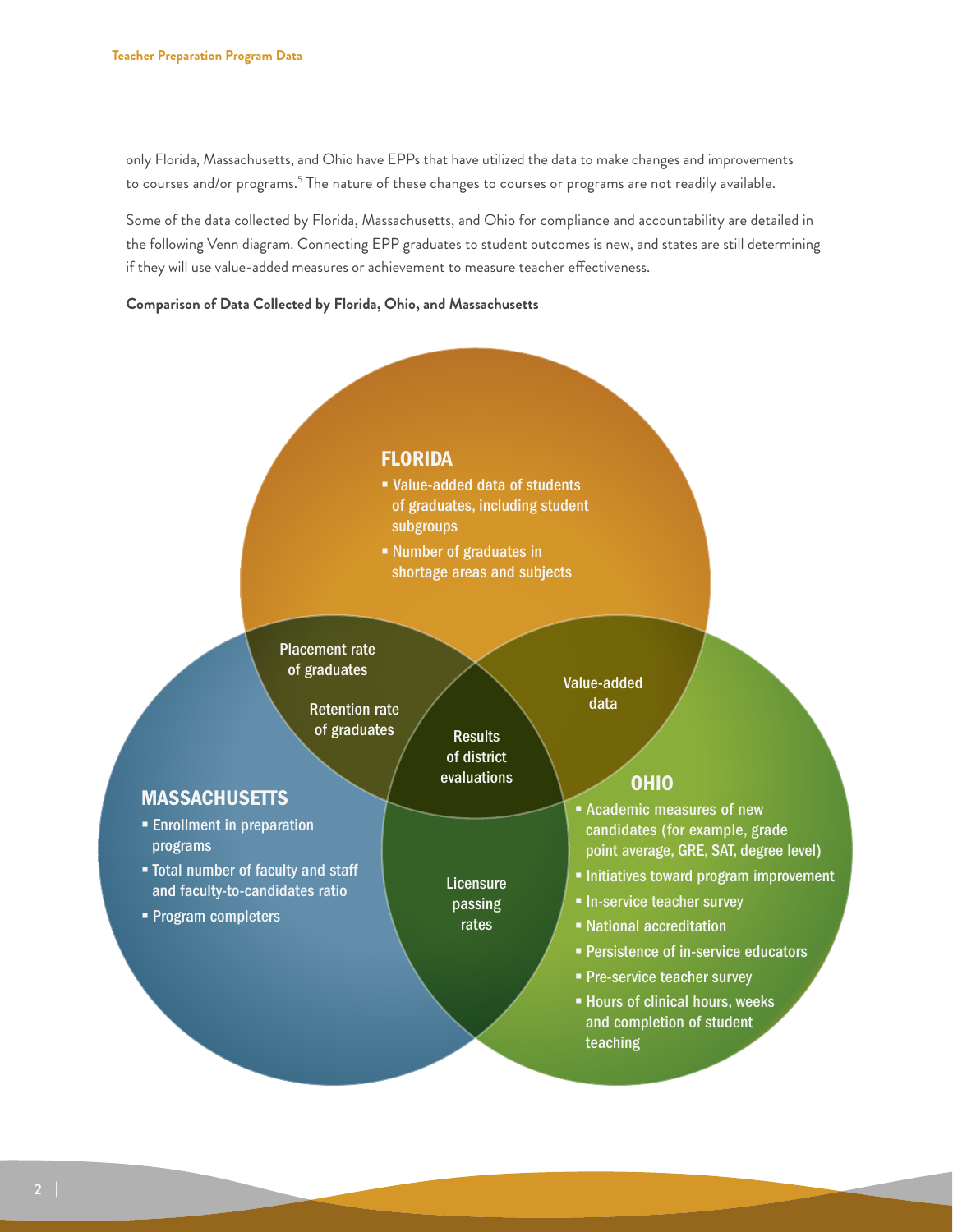only Florida, Massachusetts, and Ohio have EPPs that have utilized the data to make changes and improvements to courses and/or programs.[5] The nature of these changes to courses or programs are not readily available.

Some of the data collected by Florida, Massachusetts, and Ohio for compliance and accountability are detailed in the following Venn diagram. Connecting EPP graduates to student outcomes is new, and states are still determining if they will use value-added measures or achievement to measure teacher effectiveness.

**Comparison of Data Collected by Florida, Ohio, and Massachusetts**

**FLORIDA**

- Value-added data of students of graduates, including student subgroups
- Number of graduates in shortage areas and subjects

**MASSACHUSETTS**

- Enrollment in preparation programs
- Total number of faculty and staff and faculty-to-candidates ratio
- Program completers

**OHIO**

- Academic measures of new candidates (for example, grade point average, GRE, SAT, degree level)
- Initiatives toward program improvement
- In-service teacher survey
- National accreditation
- Persistence of in-service educators
- Pre-service teacher survey
- Hours of clinical hours, weeks and completion of student teaching

**Florida and Massachusetts**

- Placement rate of graduates
- Retention rate of graduates

**Florida and Ohio**

- Value-added data

**Massachusetts and Ohio**

- Licensure passing rates

**Florida, Massachusetts, and Ohio**

- Results of district evaluations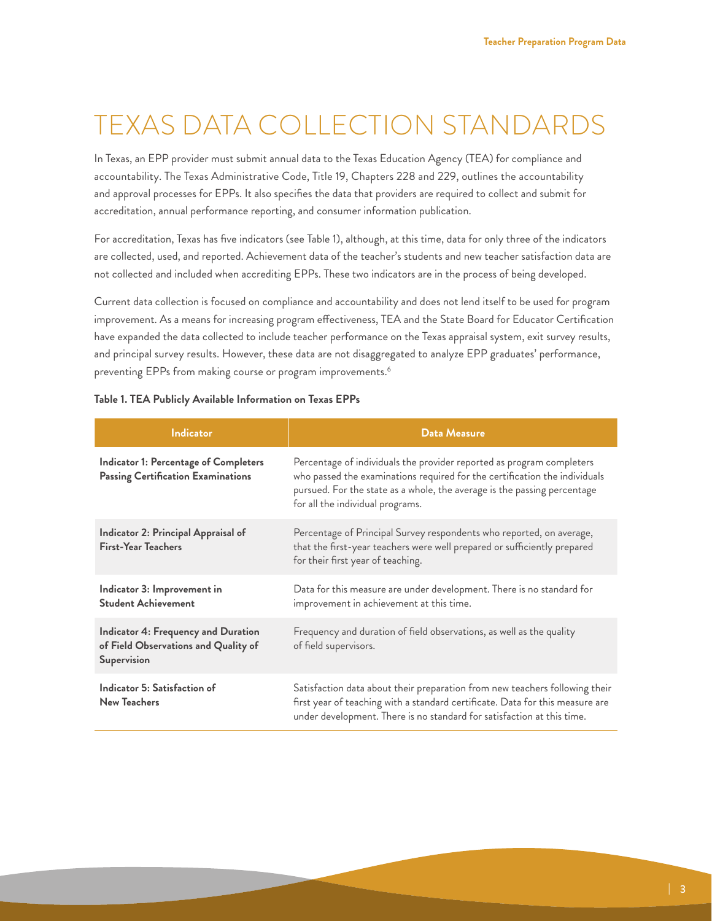# TEXAS DATA COLLECTION STANDARDS

In Texas, an EPP provider must submit annual data to the Texas Education Agency (TEA) for compliance and accountability. The Texas Administrative Code, Title 19, Chapters 228 and 229, outlines the accountability and approval processes for EPPs. It also specifies the data that providers are required to collect and submit for accreditation, annual performance reporting, and consumer information publication.

For accreditation, Texas has five indicators (see Table 1), although, at this time, data for only three of the indicators are collected, used, and reported. Achievement data of the teacher's students and new teacher satisfaction data are not collected and included when accrediting EPPs. These two indicators are in the process of being developed.

Current data collection is focused on compliance and accountability and does not lend itself to be used for program improvement. As a means for increasing program effectiveness, TEA and the State Board for Educator Certification have expanded the data collected to include teacher performance on the Texas appraisal system, exit survey results, and principal survey results. However, these data are not disaggregated to analyze EPP graduates' performance, preventing EPPs from making course or program improvements.[6]

**Table 1. TEA Publicly Available Information on Texas EPPs**

| Indicator | Data Measure |
|---|---|
| **Indicator 1: Percentage of Completers Passing Certification Examinations** | Percentage of individuals the provider reported as program completers who passed the examinations required for the certification the individuals pursued. For the state as a whole, the average is the passing percentage for all the individual programs. |
| **Indicator 2: Principal Appraisal of First-Year Teachers** | Percentage of Principal Survey respondents who reported, on average, that the first-year teachers were well prepared or sufficiently prepared for their first year of teaching. |
| **Indicator 3: Improvement in Student Achievement** | Data for this measure are under development. There is no standard for improvement in achievement at this time. |
| **Indicator 4: Frequency and Duration of Field Observations and Quality of Supervision** | Frequency and duration of field observations, as well as the quality of field supervisors. |
| **Indicator 5: Satisfaction of New Teachers** | Satisfaction data about their preparation from new teachers following their first year of teaching with a standard certificate. Data for this measure are under development. There is no standard for satisfaction at this time. |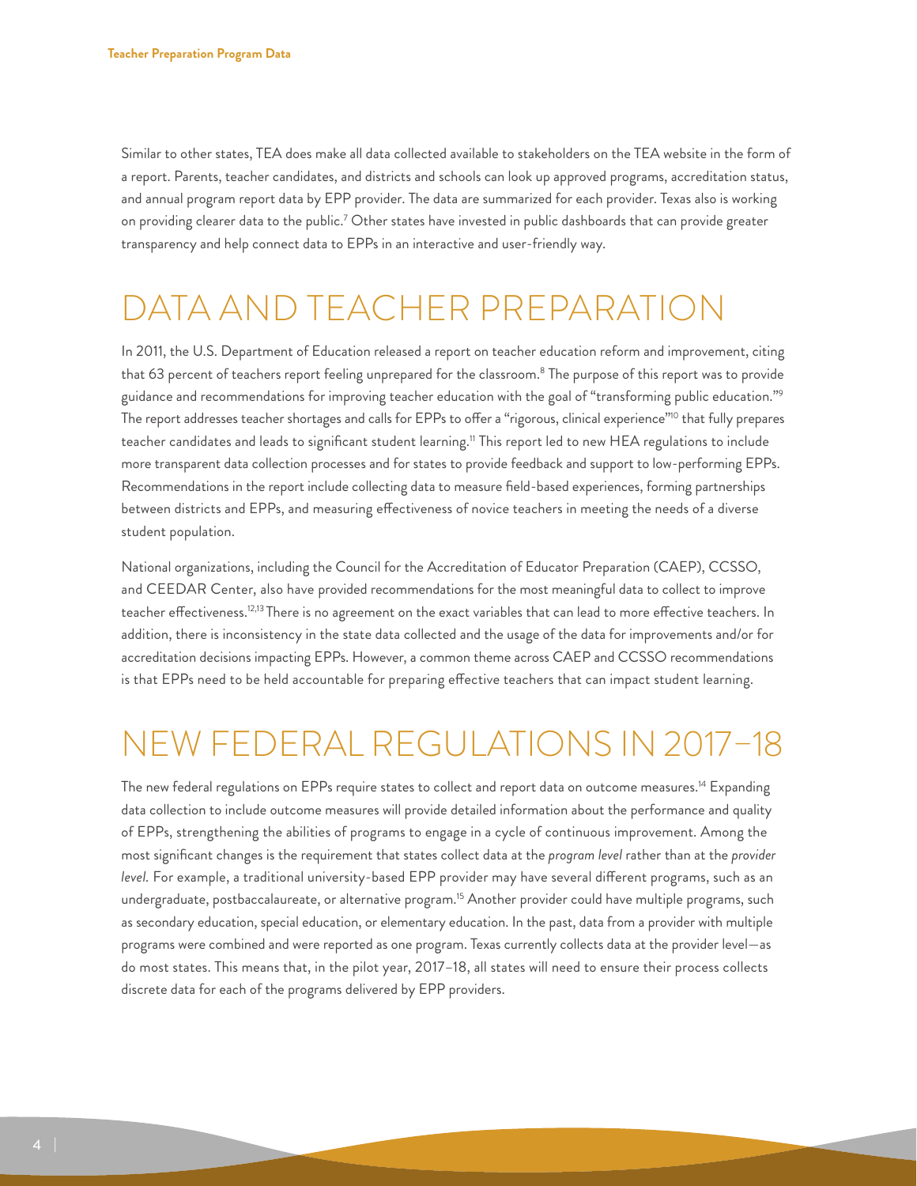Similar to other states, TEA does make all data collected available to stakeholders on the TEA website in the form of a report. Parents, teacher candidates, and districts and schools can look up approved programs, accreditation status, and annual program report data by EPP provider. The data are summarized for each provider. Texas also is working on providing clearer data to the public.[7] Other states have invested in public dashboards that can provide greater transparency and help connect data to EPPs in an interactive and user-friendly way.

## DATA AND TEACHER PREPARATION

In 2011, the U.S. Department of Education released a report on teacher education reform and improvement, citing that 63 percent of teachers report feeling unprepared for the classroom.[8] The purpose of this report was to provide guidance and recommendations for improving teacher education with the goal of "transforming public education."[9] The report addresses teacher shortages and calls for EPPs to offer a "rigorous, clinical experience"[10] that fully prepares teacher candidates and leads to significant student learning.[11] This report led to new HEA regulations to include more transparent data collection processes and for states to provide feedback and support to low-performing EPPs. Recommendations in the report include collecting data to measure field-based experiences, forming partnerships between districts and EPPs, and measuring effectiveness of novice teachers in meeting the needs of a diverse student population.

National organizations, including the Council for the Accreditation of Educator Preparation (CAEP), CCSSO, and CEEDAR Center, also have provided recommendations for the most meaningful data to collect to improve teacher effectiveness.[12,13] There is no agreement on the exact variables that can lead to more effective teachers. In addition, there is inconsistency in the state data collected and the usage of the data for improvements and/or for accreditation decisions impacting EPPs. However, a common theme across CAEP and CCSSO recommendations is that EPPs need to be held accountable for preparing effective teachers that can impact student learning.

## NEW FEDERAL REGULATIONS IN 2017–18

The new federal regulations on EPPs require states to collect and report data on outcome measures.[14] Expanding data collection to include outcome measures will provide detailed information about the performance and quality of EPPs, strengthening the abilities of programs to engage in a cycle of continuous improvement. Among the most significant changes is the requirement that states collect data at the *program level* rather than at the *provider level.* For example, a traditional university-based EPP provider may have several different programs, such as an undergraduate, postbaccalaureate, or alternative program.[15] Another provider could have multiple programs, such as secondary education, special education, or elementary education. In the past, data from a provider with multiple programs were combined and were reported as one program. Texas currently collects data at the provider level—as do most states. This means that, in the pilot year, 2017–18, all states will need to ensure their process collects discrete data for each of the programs delivered by EPP providers.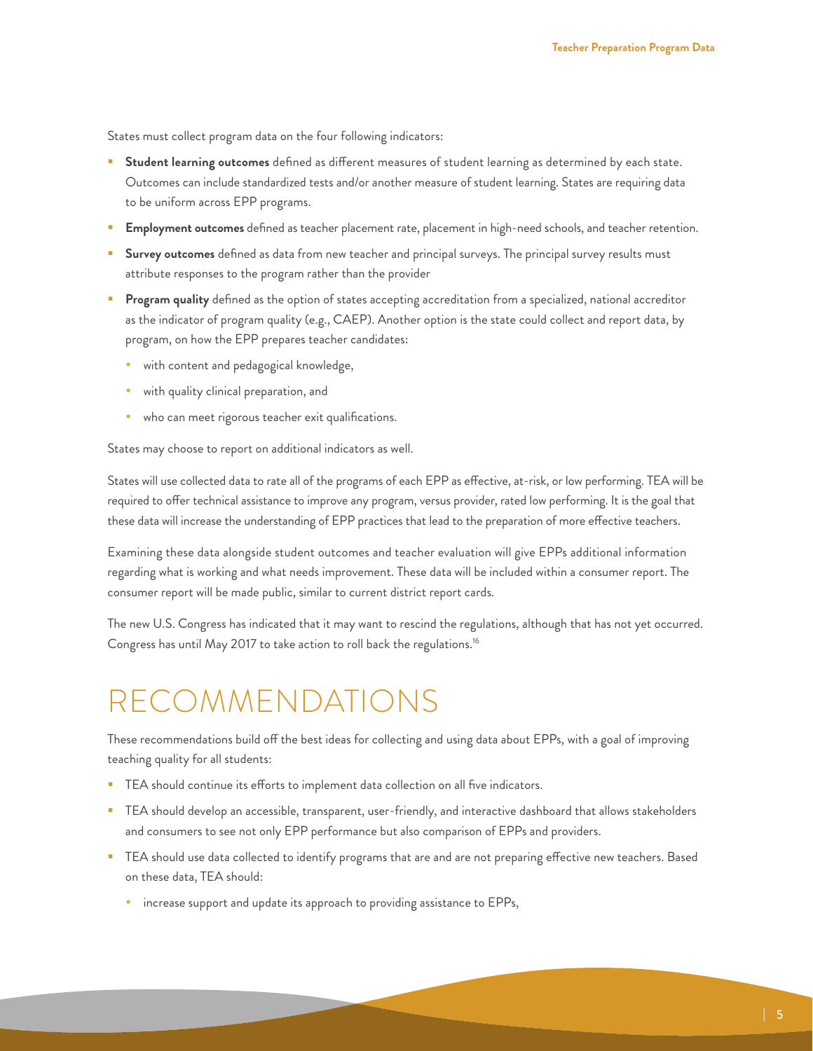States must collect program data on the four following indicators:

- **Student learning outcomes** defined as different measures of student learning as determined by each state. Outcomes can include standardized tests and/or another measure of student learning. States are requiring data to be uniform across EPP programs.
- **Employment outcomes** defined as teacher placement rate, placement in high-need schools, and teacher retention.
- **Survey outcomes** defined as data from new teacher and principal surveys. The principal survey results must attribute responses to the program rather than the provider
- **Program quality** defined as the option of states accepting accreditation from a specialized, national accreditor as the indicator of program quality (e.g., CAEP). Another option is the state could collect and report data, by program, on how the EPP prepares teacher candidates:
  - with content and pedagogical knowledge,
  - with quality clinical preparation, and
  - who can meet rigorous teacher exit qualifications.

States may choose to report on additional indicators as well.

States will use collected data to rate all of the programs of each EPP as effective, at-risk, or low performing. TEA will be required to offer technical assistance to improve any program, versus provider, rated low performing. It is the goal that these data will increase the understanding of EPP practices that lead to the preparation of more effective teachers.

Examining these data alongside student outcomes and teacher evaluation will give EPPs additional information regarding what is working and what needs improvement. These data will be included within a consumer report. The consumer report will be made public, similar to current district report cards.

The new U.S. Congress has indicated that it may want to rescind the regulations, although that has not yet occurred. Congress has until May 2017 to take action to roll back the regulations.[16]

# RECOMMENDATIONS

These recommendations build off the best ideas for collecting and using data about EPPs, with a goal of improving teaching quality for all students:

- TEA should continue its efforts to implement data collection on all five indicators.
- TEA should develop an accessible, transparent, user-friendly, and interactive dashboard that allows stakeholders and consumers to see not only EPP performance but also comparison of EPPs and providers.
- TEA should use data collected to identify programs that are and are not preparing effective new teachers. Based on these data, TEA should:
  - increase support and update its approach to providing assistance to EPPs,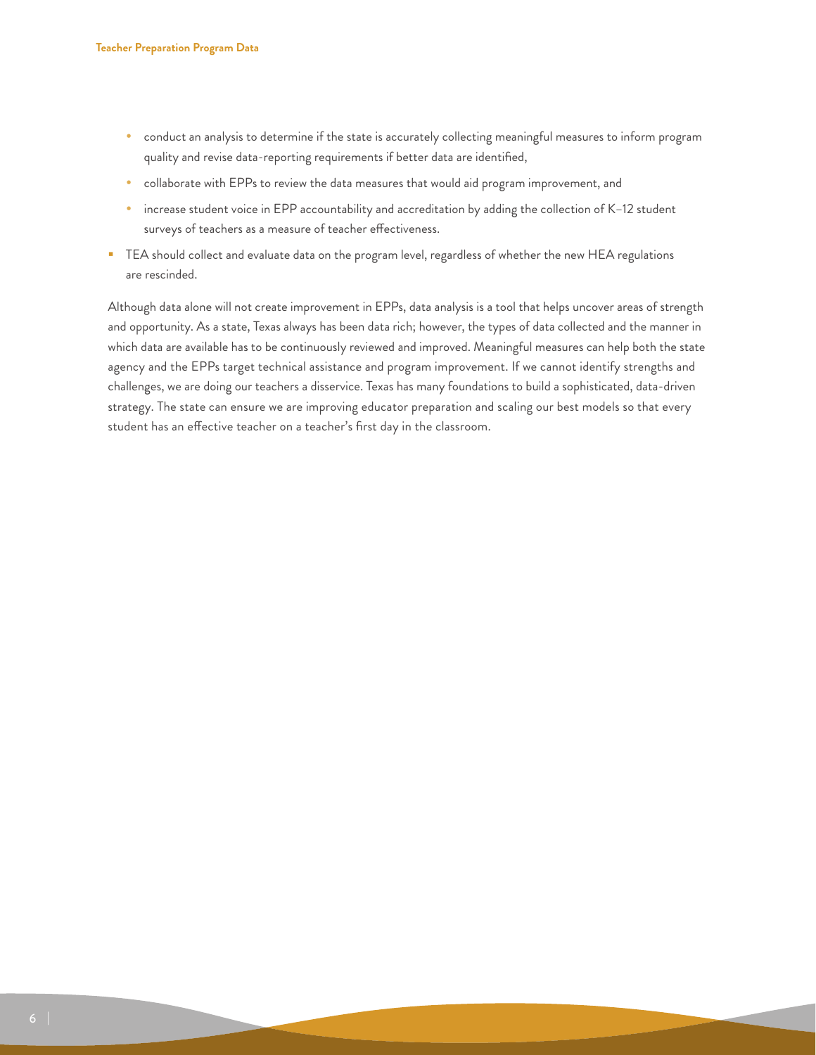- conduct an analysis to determine if the state is accurately collecting meaningful measures to inform program quality and revise data-reporting requirements if better data are identified,
  - collaborate with EPPs to review the data measures that would aid program improvement, and
  - increase student voice in EPP accountability and accreditation by adding the collection of K–12 student surveys of teachers as a measure of teacher effectiveness.
- TEA should collect and evaluate data on the program level, regardless of whether the new HEA regulations are rescinded.

Although data alone will not create improvement in EPPs, data analysis is a tool that helps uncover areas of strength and opportunity. As a state, Texas always has been data rich; however, the types of data collected and the manner in which data are available has to be continuously reviewed and improved. Meaningful measures can help both the state agency and the EPPs target technical assistance and program improvement. If we cannot identify strengths and challenges, we are doing our teachers a disservice. Texas has many foundations to build a sophisticated, data-driven strategy. The state can ensure we are improving educator preparation and scaling our best models so that every student has an effective teacher on a teacher's first day in the classroom.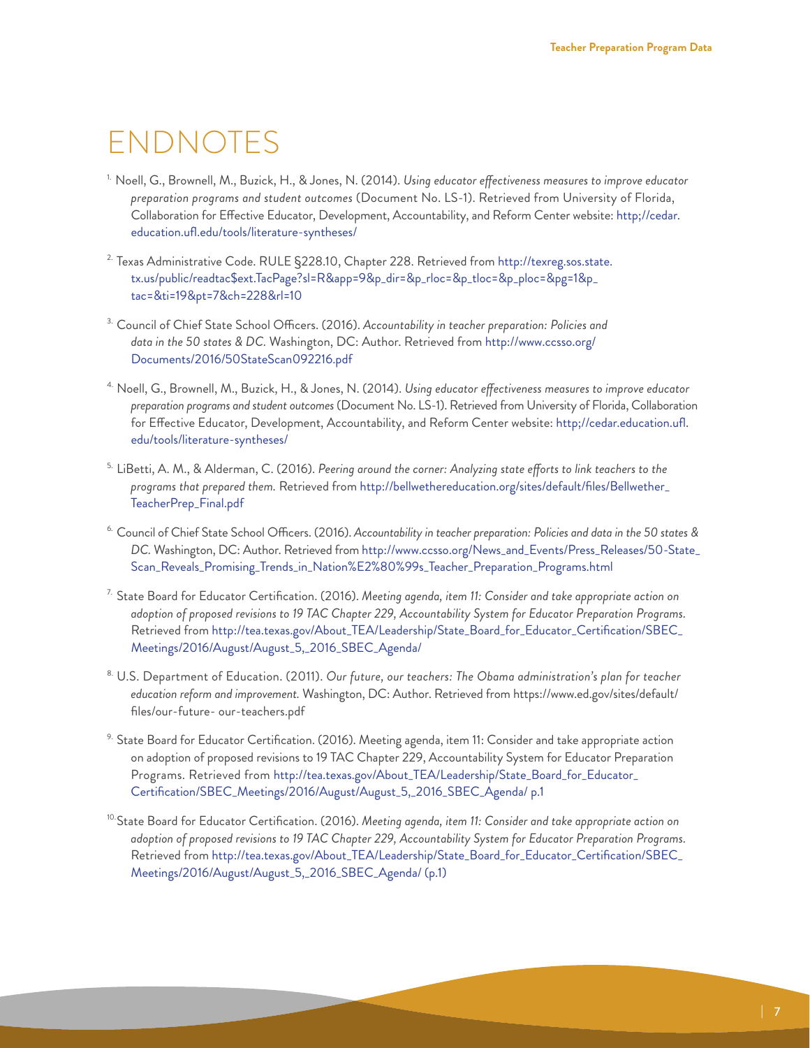# ENDNOTES

1. Noell, G., Brownell, M., Buzick, H., & Jones, N. (2014). *Using educator effectiveness measures to improve educator preparation programs and student outcomes* (Document No. LS-1). Retrieved from University of Florida, Collaboration for Effective Educator, Development, Accountability, and Reform Center website: http;//cedar.education.ufl.edu/tools/literature-syntheses/

2. Texas Administrative Code. RULE §228.10, Chapter 228. Retrieved from http://texreg.sos.state.tx.us/public/readtac$ext.TacPage?sl=R&app=9&p_dir=&p_rloc=&p_tloc=&p_ploc=&pg=1&p_tac=&ti=19&pt=7&ch=228&rl=10

3. Council of Chief State School Officers. (2016). *Accountability in teacher preparation: Policies and data in the 50 states & DC.* Washington, DC: Author. Retrieved from http://www.ccsso.org/Documents/2016/50StateScan092216.pdf

4. Noell, G., Brownell, M., Buzick, H., & Jones, N. (2014). *Using educator effectiveness measures to improve educator preparation programs and student outcomes* (Document No. LS-1). Retrieved from University of Florida, Collaboration for Effective Educator, Development, Accountability, and Reform Center website: http;//cedar.education.ufl.edu/tools/literature-syntheses/

5. LiBetti, A. M., & Alderman, C. (2016). *Peering around the corner: Analyzing state efforts to link teachers to the programs that prepared them.* Retrieved from http://bellwethereducation.org/sites/default/files/Bellwether_TeacherPrep_Final.pdf

6. Council of Chief State School Officers. (2016). *Accountability in teacher preparation: Policies and data in the 50 states & DC.* Washington, DC: Author. Retrieved from http://www.ccsso.org/News_and_Events/Press_Releases/50-State_Scan_Reveals_Promising_Trends_in_Nation%E2%80%99s_Teacher_Preparation_Programs.html

7. State Board for Educator Certification. (2016). *Meeting agenda, item 11: Consider and take appropriate action on adoption of proposed revisions to 19 TAC Chapter 229, Accountability System for Educator Preparation Programs.* Retrieved from http://tea.texas.gov/About_TEA/Leadership/State_Board_for_Educator_Certification/SBEC_Meetings/2016/August/August_5,_2016_SBEC_Agenda/

8. U.S. Department of Education. (2011). *Our future, our teachers: The Obama administration's plan for teacher education reform and improvement.* Washington, DC: Author. Retrieved from https://www.ed.gov/sites/default/files/our-future- our-teachers.pdf

9. State Board for Educator Certification. (2016). Meeting agenda, item 11: Consider and take appropriate action on adoption of proposed revisions to 19 TAC Chapter 229, Accountability System for Educator Preparation Programs. Retrieved from http://tea.texas.gov/About_TEA/Leadership/State_Board_for_Educator_Certification/SBEC_Meetings/2016/August/August_5,_2016_SBEC_Agenda/ p.1

10. State Board for Educator Certification. (2016). *Meeting agenda, item 11: Consider and take appropriate action on adoption of proposed revisions to 19 TAC Chapter 229, Accountability System for Educator Preparation Programs.* Retrieved from http://tea.texas.gov/About_TEA/Leadership/State_Board_for_Educator_Certification/SBEC_Meetings/2016/August/August_5,_2016_SBEC_Agenda/ (p.1)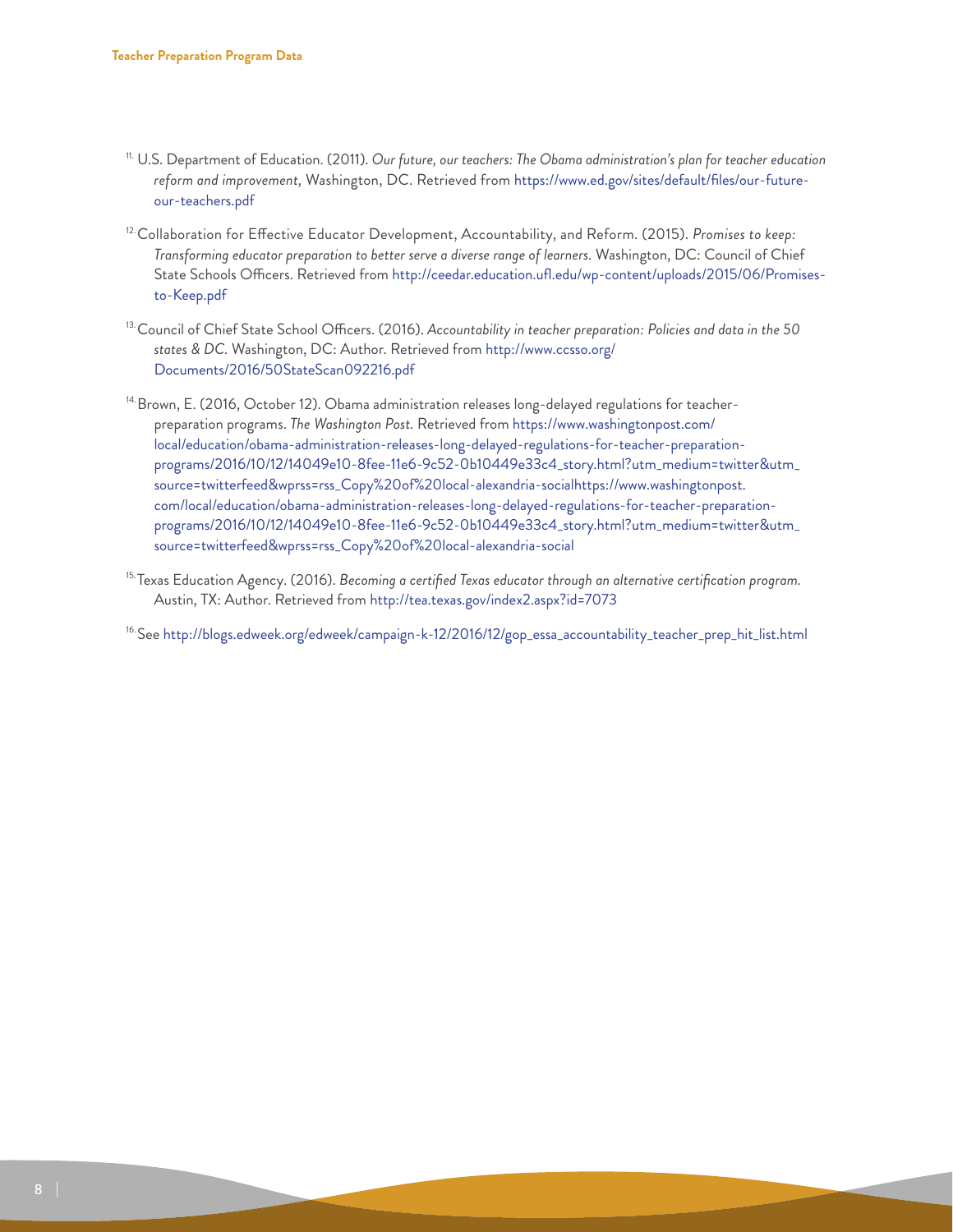[11] U.S. Department of Education. (2011). *Our future, our teachers: The Obama administration's plan for teacher education reform and improvement,* Washington, DC. Retrieved from https://www.ed.gov/sites/default/files/our-future-our-teachers.pdf

[12] Collaboration for Effective Educator Development, Accountability, and Reform. (2015). *Promises to keep: Transforming educator preparation to better serve a diverse range of learners.* Washington, DC: Council of Chief State Schools Officers. Retrieved from http://ceedar.education.ufl.edu/wp-content/uploads/2015/06/Promises-to-Keep.pdf

[13] Council of Chief State School Officers. (2016). *Accountability in teacher preparation: Policies and data in the 50 states & DC.* Washington, DC: Author. Retrieved from http://www.ccsso.org/Documents/2016/50StateScan092216.pdf

[14] Brown, E. (2016, October 12). Obama administration releases long-delayed regulations for teacher-preparation programs. *The Washington Post.* Retrieved from https://www.washingtonpost.com/local/education/obama-administration-releases-long-delayed-regulations-for-teacher-preparation-programs/2016/10/12/14049e10-8fee-11e6-9c52-0b10449e33c4_story.html?utm_medium=twitter&utm_source=twitterfeed&wprss=rss_Copy%20of%20local-alexandria-socialhttps://www.washingtonpost.com/local/education/obama-administration-releases-long-delayed-regulations-for-teacher-preparation-programs/2016/10/12/14049e10-8fee-11e6-9c52-0b10449e33c4_story.html?utm_medium=twitter&utm_source=twitterfeed&wprss=rss_Copy%20of%20local-alexandria-social

[15] Texas Education Agency. (2016). *Becoming a certified Texas educator through an alternative certification program.* Austin, TX: Author. Retrieved from http://tea.texas.gov/index2.aspx?id=7073

[16] See http://blogs.edweek.org/edweek/campaign-k-12/2016/12/gop_essa_accountability_teacher_prep_hit_list.html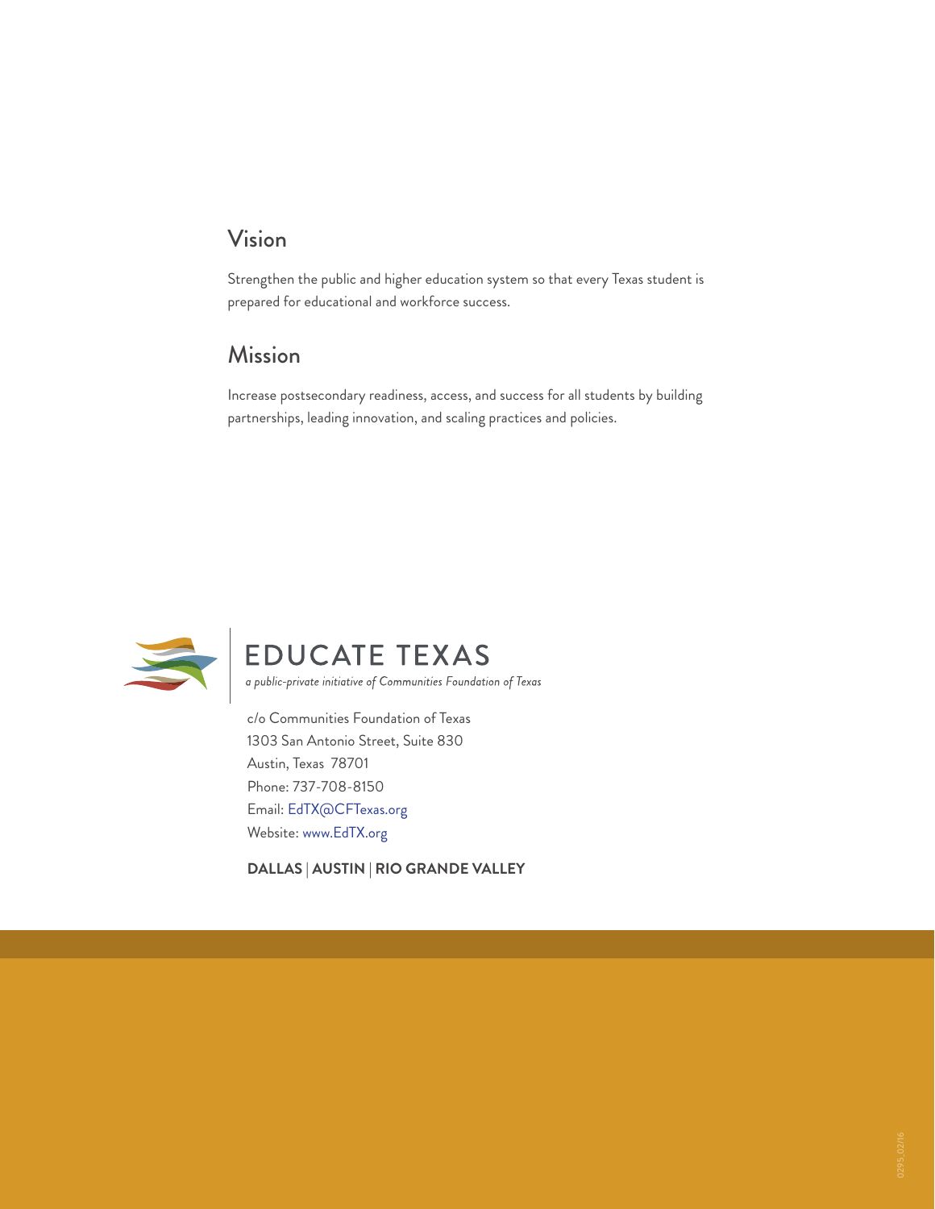## Vision

Strengthen the public and higher education system so that every Texas student is prepared for educational and workforce success.

## Mission

Increase postsecondary readiness, access, and success for all students by building partnerships, leading innovation, and scaling practices and policies.

EDUCATE TEXAS

*a public-private initiative of Communities Foundation of Texas*

c/o Communities Foundation of Texas
1303 San Antonio Street, Suite 830
Austin, Texas 78701
Phone: 737-708-8150
Email: EdTX@CFTexas.org
Website: www.EdTX.org

**DALLAS** | **AUSTIN** | **RIO GRANDE VALLEY**

0295_02/16